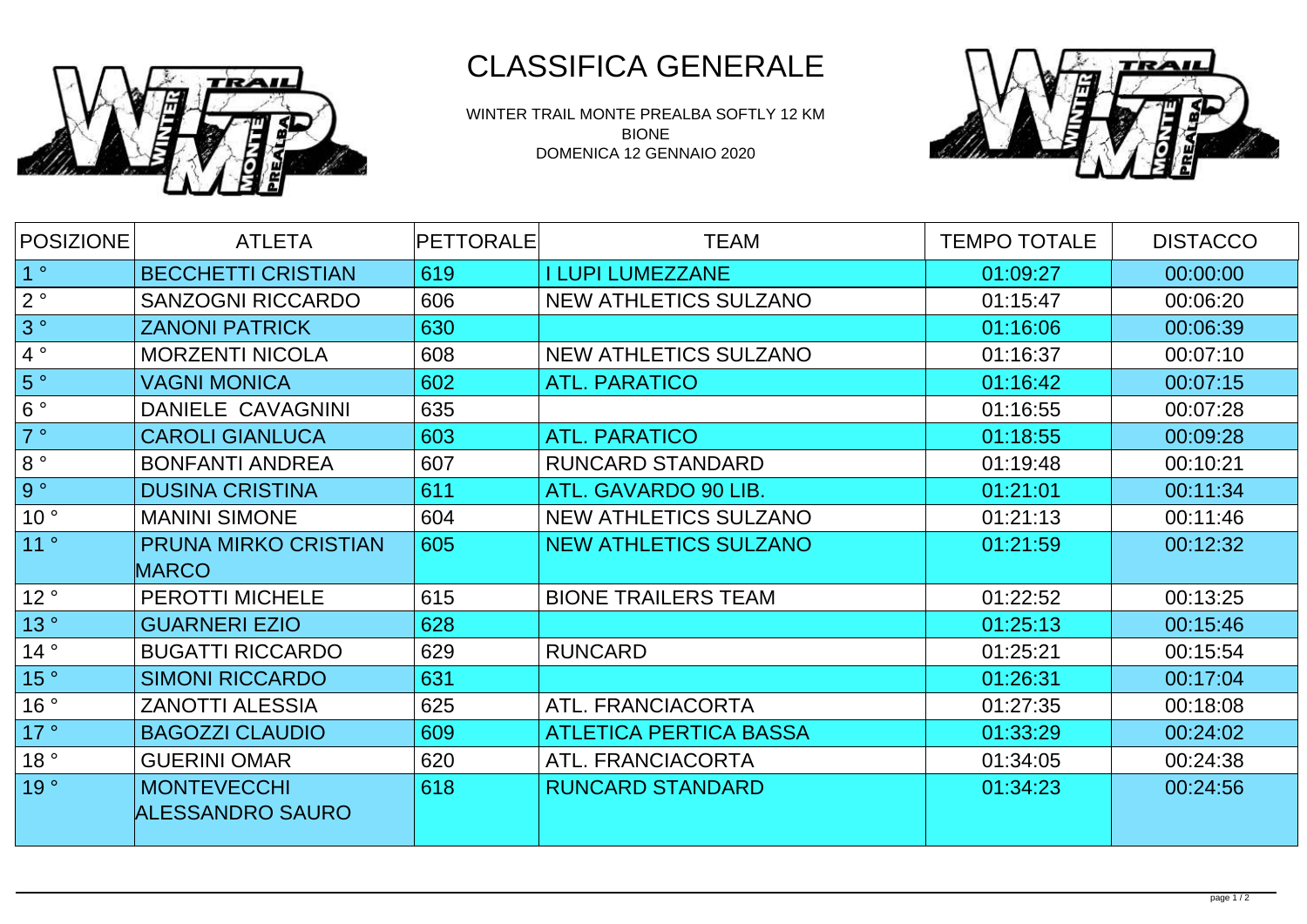# CLASSIFICA GENERALE

WINTER TRAIL MONTE PREALBA SOFTLY 12 KM
BIONE
DOMENICA 12 GENNAIO 2020

| POSIZIONE | ATLETA | PETTORALE | TEAM | TEMPO TOTALE | DISTACCO |
|---|---|---|---|---|---|
| 1 ° | BECCHETTI CRISTIAN | 619 | I LUPI LUMEZZANE | 01:09:27 | 00:00:00 |
| 2 ° | SANZOGNI RICCARDO | 606 | NEW ATHLETICS SULZANO | 01:15:47 | 00:06:20 |
| 3 ° | ZANONI PATRICK | 630 | | 01:16:06 | 00:06:39 |
| 4 ° | MORZENTI NICOLA | 608 | NEW ATHLETICS SULZANO | 01:16:37 | 00:07:10 |
| 5 ° | VAGNI MONICA | 602 | ATL. PARATICO | 01:16:42 | 00:07:15 |
| 6 ° | DANIELE CAVAGNINI | 635 | | 01:16:55 | 00:07:28 |
| 7 ° | CAROLI GIANLUCA | 603 | ATL. PARATICO | 01:18:55 | 00:09:28 |
| 8 ° | BONFANTI ANDREA | 607 | RUNCARD STANDARD | 01:19:48 | 00:10:21 |
| 9 ° | DUSINA CRISTINA | 611 | ATL. GAVARDO 90 LIB. | 01:21:01 | 00:11:34 |
| 10 ° | MANINI SIMONE | 604 | NEW ATHLETICS SULZANO | 01:21:13 | 00:11:46 |
| 11 ° | PRUNA MIRKO CRISTIAN MARCO | 605 | NEW ATHLETICS SULZANO | 01:21:59 | 00:12:32 |
| 12 ° | PEROTTI MICHELE | 615 | BIONE TRAILERS TEAM | 01:22:52 | 00:13:25 |
| 13 ° | GUARNERI EZIO | 628 | | 01:25:13 | 00:15:46 |
| 14 ° | BUGATTI RICCARDO | 629 | RUNCARD | 01:25:21 | 00:15:54 |
| 15 ° | SIMONI RICCARDO | 631 | | 01:26:31 | 00:17:04 |
| 16 ° | ZANOTTI ALESSIA | 625 | ATL. FRANCIACORTA | 01:27:35 | 00:18:08 |
| 17 ° | BAGOZZI CLAUDIO | 609 | ATLETICA PERTICA BASSA | 01:33:29 | 00:24:02 |
| 18 ° | GUERINI OMAR | 620 | ATL. FRANCIACORTA | 01:34:05 | 00:24:38 |
| 19 ° | MONTEVECCHI ALESSANDRO SAURO | 618 | RUNCARD STANDARD | 01:34:23 | 00:24:56 |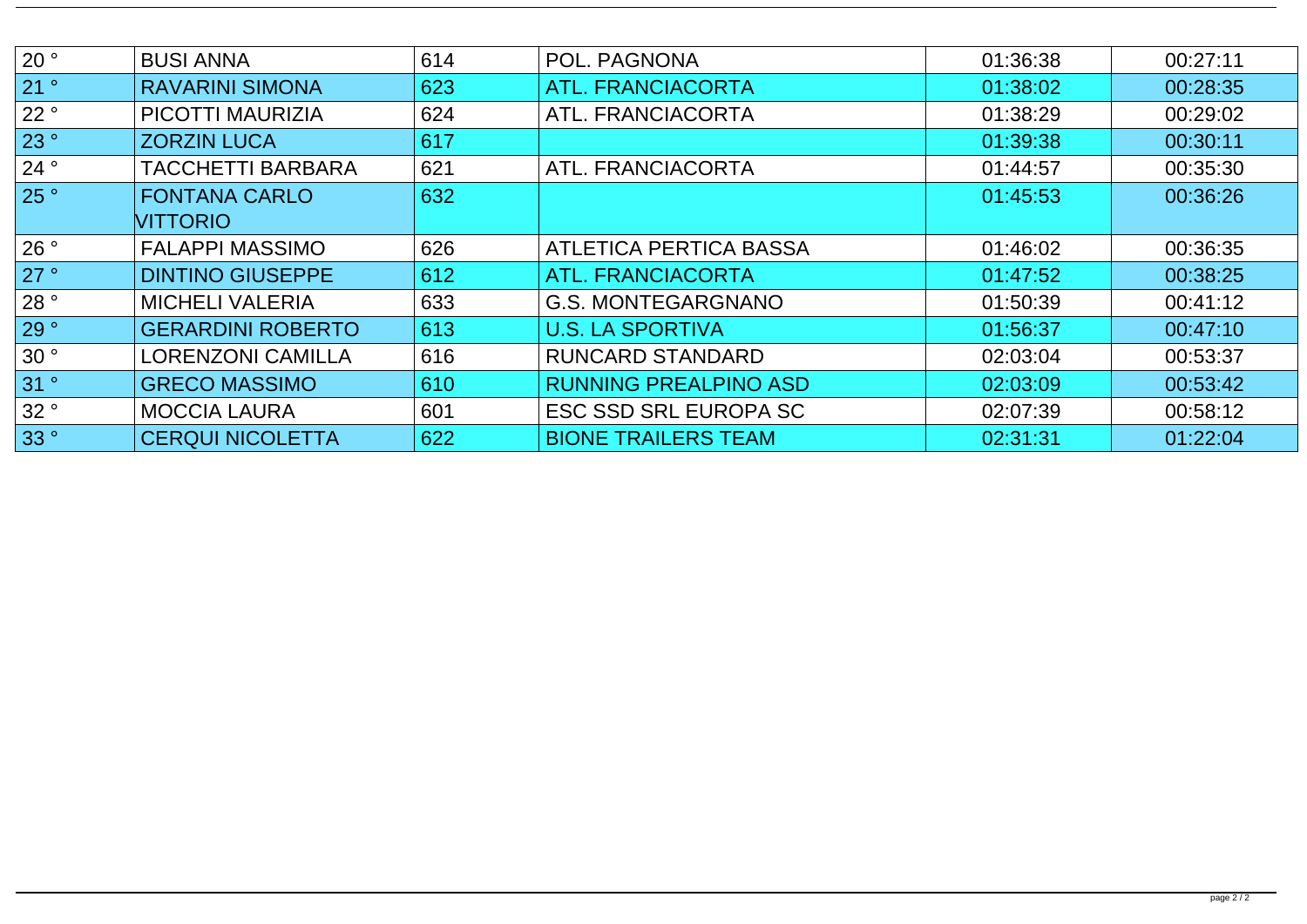| | | | | | |
|---|---|---|---|---|---|
| 20 ° | BUSI ANNA | 614 | POL. PAGNONA | 01:36:38 | 00:27:11 |
| 21 ° | RAVARINI SIMONA | 623 | ATL. FRANCIACORTA | 01:38:02 | 00:28:35 |
| 22 ° | PICOTTI MAURIZIA | 624 | ATL. FRANCIACORTA | 01:38:29 | 00:29:02 |
| 23 ° | ZORZIN LUCA | 617 | | 01:39:38 | 00:30:11 |
| 24 ° | TACCHETTI BARBARA | 621 | ATL. FRANCIACORTA | 01:44:57 | 00:35:30 |
| 25 ° | FONTANA CARLO VITTORIO | 632 | | 01:45:53 | 00:36:26 |
| 26 ° | FALAPPI MASSIMO | 626 | ATLETICA PERTICA BASSA | 01:46:02 | 00:36:35 |
| 27 ° | DINTINO GIUSEPPE | 612 | ATL. FRANCIACORTA | 01:47:52 | 00:38:25 |
| 28 ° | MICHELI VALERIA | 633 | G.S. MONTEGARGNANO | 01:50:39 | 00:41:12 |
| 29 ° | GERARDINI ROBERTO | 613 | U.S. LA SPORTIVA | 01:56:37 | 00:47:10 |
| 30 ° | LORENZONI CAMILLA | 616 | RUNCARD STANDARD | 02:03:04 | 00:53:37 |
| 31 ° | GRECO MASSIMO | 610 | RUNNING PREALPINO ASD | 02:03:09 | 00:53:42 |
| 32 ° | MOCCIA LAURA | 601 | ESC SSD SRL EUROPA SC | 02:07:39 | 00:58:12 |
| 33 ° | CERQUI NICOLETTA | 622 | BIONE TRAILERS TEAM | 02:31:31 | 01:22:04 |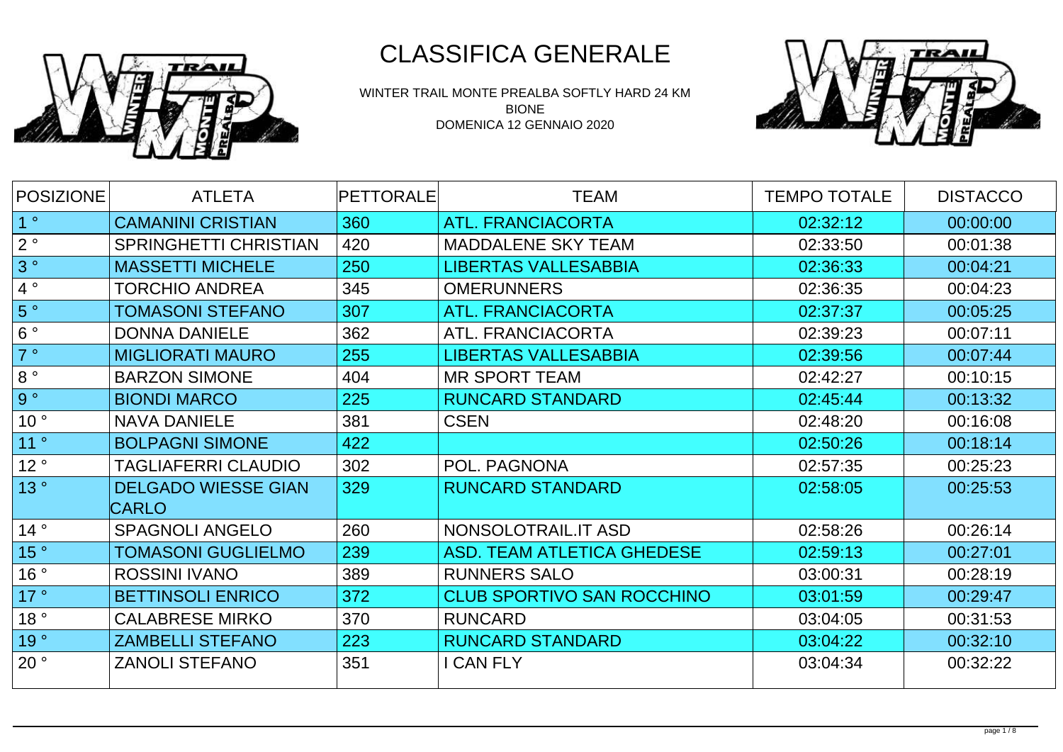# CLASSIFICA GENERALE

WINTER TRAIL MONTE PREALBA SOFTLY HARD 24 KM
BIONE
DOMENICA 12 GENNAIO 2020

| POSIZIONE | ATLETA | PETTORALE | TEAM | TEMPO TOTALE | DISTACCO |
|---|---|---|---|---|---|
| 1 ° | CAMANINI CRISTIAN | 360 | ATL. FRANCIACORTA | 02:32:12 | 00:00:00 |
| 2 ° | SPRINGHETTI CHRISTIAN | 420 | MADDALENE SKY TEAM | 02:33:50 | 00:01:38 |
| 3 ° | MASSETTI MICHELE | 250 | LIBERTAS VALLESABBIA | 02:36:33 | 00:04:21 |
| 4 ° | TORCHIO ANDREA | 345 | OMERUNNERS | 02:36:35 | 00:04:23 |
| 5 ° | TOMASONI STEFANO | 307 | ATL. FRANCIACORTA | 02:37:37 | 00:05:25 |
| 6 ° | DONNA DANIELE | 362 | ATL. FRANCIACORTA | 02:39:23 | 00:07:11 |
| 7 ° | MIGLIORATI MAURO | 255 | LIBERTAS VALLESABBIA | 02:39:56 | 00:07:44 |
| 8 ° | BARZON SIMONE | 404 | MR SPORT TEAM | 02:42:27 | 00:10:15 |
| 9 ° | BIONDI MARCO | 225 | RUNCARD STANDARD | 02:45:44 | 00:13:32 |
| 10 ° | NAVA DANIELE | 381 | CSEN | 02:48:20 | 00:16:08 |
| 11 ° | BOLPAGNI SIMONE | 422 | | 02:50:26 | 00:18:14 |
| 12 ° | TAGLIAFERRI CLAUDIO | 302 | POL. PAGNONA | 02:57:35 | 00:25:23 |
| 13 ° | DELGADO WIESSE GIAN CARLO | 329 | RUNCARD STANDARD | 02:58:05 | 00:25:53 |
| 14 ° | SPAGNOLI ANGELO | 260 | NONSOLOTRAIL.IT ASD | 02:58:26 | 00:26:14 |
| 15 ° | TOMASONI GUGLIELMO | 239 | ASD. TEAM ATLETICA GHEDESE | 02:59:13 | 00:27:01 |
| 16 ° | ROSSINI IVANO | 389 | RUNNERS SALO | 03:00:31 | 00:28:19 |
| 17 ° | BETTINSOLI ENRICO | 372 | CLUB SPORTIVO SAN ROCCHINO | 03:01:59 | 00:29:47 |
| 18 ° | CALABRESE MIRKO | 370 | RUNCARD | 03:04:05 | 00:31:53 |
| 19 ° | ZAMBELLI STEFANO | 223 | RUNCARD STANDARD | 03:04:22 | 00:32:10 |
| 20 ° | ZANOLI STEFANO | 351 | I CAN FLY | 03:04:34 | 00:32:22 |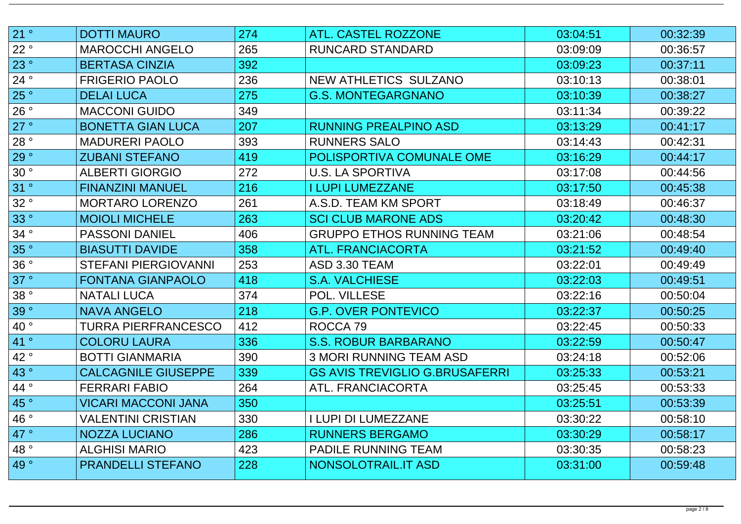| 21 ° | DOTTI MAURO | 274 | ATL. CASTEL ROZZONE | 03:04:51 | 00:32:39 |
|---|---|---|---|---|---|
| 22 ° | MAROCCHI ANGELO | 265 | RUNCARD STANDARD | 03:09:09 | 00:36:57 |
| 23 ° | BERTASA CINZIA | 392 |  | 03:09:23 | 00:37:11 |
| 24 ° | FRIGERIO PAOLO | 236 | NEW ATHLETICS SULZANO | 03:10:13 | 00:38:01 |
| 25 ° | DELAI LUCA | 275 | G.S. MONTEGARGNANO | 03:10:39 | 00:38:27 |
| 26 ° | MACCONI GUIDO | 349 |  | 03:11:34 | 00:39:22 |
| 27 ° | BONETTA GIAN LUCA | 207 | RUNNING PREALPINO ASD | 03:13:29 | 00:41:17 |
| 28 ° | MADURERI PAOLO | 393 | RUNNERS SALO | 03:14:43 | 00:42:31 |
| 29 ° | ZUBANI STEFANO | 419 | POLISPORTIVA COMUNALE OME | 03:16:29 | 00:44:17 |
| 30 ° | ALBERTI GIORGIO | 272 | U.S. LA SPORTIVA | 03:17:08 | 00:44:56 |
| 31 ° | FINANZINI MANUEL | 216 | I LUPI LUMEZZANE | 03:17:50 | 00:45:38 |
| 32 ° | MORTARO LORENZO | 261 | A.S.D. TEAM KM SPORT | 03:18:49 | 00:46:37 |
| 33 ° | MOIOLI MICHELE | 263 | SCI CLUB MARONE ADS | 03:20:42 | 00:48:30 |
| 34 ° | PASSONI DANIEL | 406 | GRUPPO ETHOS RUNNING TEAM | 03:21:06 | 00:48:54 |
| 35 ° | BIASUTTI DAVIDE | 358 | ATL. FRANCIACORTA | 03:21:52 | 00:49:40 |
| 36 ° | STEFANI PIERGIOVANNI | 253 | ASD 3.30 TEAM | 03:22:01 | 00:49:49 |
| 37 ° | FONTANA GIANPAOLO | 418 | S.A. VALCHIESE | 03:22:03 | 00:49:51 |
| 38 ° | NATALI LUCA | 374 | POL. VILLESE | 03:22:16 | 00:50:04 |
| 39 ° | NAVA ANGELO | 218 | G.P. OVER PONTEVICO | 03:22:37 | 00:50:25 |
| 40 ° | TURRA PIERFRANCESCO | 412 | ROCCA 79 | 03:22:45 | 00:50:33 |
| 41 ° | COLORU LAURA | 336 | S.S. ROBUR BARBARANO | 03:22:59 | 00:50:47 |
| 42 ° | BOTTI GIANMARIA | 390 | 3 MORI RUNNING TEAM ASD | 03:24:18 | 00:52:06 |
| 43 ° | CALCAGNILE GIUSEPPE | 339 | GS AVIS TREVIGLIO G.BRUSAFERRI | 03:25:33 | 00:53:21 |
| 44 ° | FERRARI FABIO | 264 | ATL. FRANCIACORTA | 03:25:45 | 00:53:33 |
| 45 ° | VICARI MACCONI JANA | 350 |  | 03:25:51 | 00:53:39 |
| 46 ° | VALENTINI CRISTIAN | 330 | I LUPI DI LUMEZZANE | 03:30:22 | 00:58:10 |
| 47 ° | NOZZA LUCIANO | 286 | RUNNERS BERGAMO | 03:30:29 | 00:58:17 |
| 48 ° | ALGHISI MARIO | 423 | PADILE RUNNING TEAM | 03:30:35 | 00:58:23 |
| 49 ° | PRANDELLI STEFANO | 228 | NONSOLOTRAIL.IT ASD | 03:31:00 | 00:59:48 |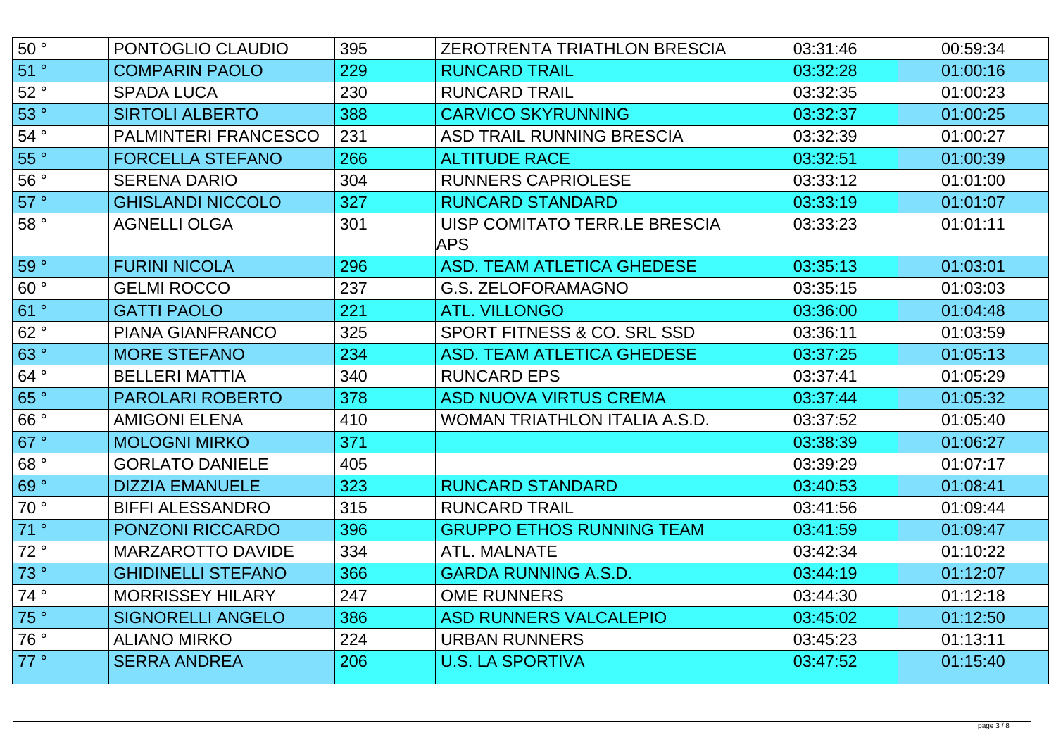| | | | | | |
|---|---|---|---|---|---|
| 50 ° | PONTOGLIO CLAUDIO | 395 | ZEROTRENTA TRIATHLON BRESCIA | 03:31:46 | 00:59:34 |
| 51 ° | COMPARIN PAOLO | 229 | RUNCARD TRAIL | 03:32:28 | 01:00:16 |
| 52 ° | SPADA LUCA | 230 | RUNCARD TRAIL | 03:32:35 | 01:00:23 |
| 53 ° | SIRTOLI ALBERTO | 388 | CARVICO SKYRUNNING | 03:32:37 | 01:00:25 |
| 54 ° | PALMINTERI FRANCESCO | 231 | ASD TRAIL RUNNING BRESCIA | 03:32:39 | 01:00:27 |
| 55 ° | FORCELLA STEFANO | 266 | ALTITUDE RACE | 03:32:51 | 01:00:39 |
| 56 ° | SERENA DARIO | 304 | RUNNERS CAPRIOLESE | 03:33:12 | 01:01:00 |
| 57 ° | GHISLANDI NICCOLO | 327 | RUNCARD STANDARD | 03:33:19 | 01:01:07 |
| 58 ° | AGNELLI OLGA | 301 | UISP COMITATO TERR.LE BRESCIA APS | 03:33:23 | 01:01:11 |
| 59 ° | FURINI NICOLA | 296 | ASD. TEAM ATLETICA GHEDESE | 03:35:13 | 01:03:01 |
| 60 ° | GELMI ROCCO | 237 | G.S. ZELOFORAMAGNO | 03:35:15 | 01:03:03 |
| 61 ° | GATTI PAOLO | 221 | ATL. VILLONGO | 03:36:00 | 01:04:48 |
| 62 ° | PIANA GIANFRANCO | 325 | SPORT FITNESS & CO. SRL SSD | 03:36:11 | 01:03:59 |
| 63 ° | MORE STEFANO | 234 | ASD. TEAM ATLETICA GHEDESE | 03:37:25 | 01:05:13 |
| 64 ° | BELLERI MATTIA | 340 | RUNCARD EPS | 03:37:41 | 01:05:29 |
| 65 ° | PAROLARI ROBERTO | 378 | ASD NUOVA VIRTUS CREMA | 03:37:44 | 01:05:32 |
| 66 ° | AMIGONI ELENA | 410 | WOMAN TRIATHLON ITALIA A.S.D. | 03:37:52 | 01:05:40 |
| 67 ° | MOLOGNI MIRKO | 371 | | 03:38:39 | 01:06:27 |
| 68 ° | GORLATO DANIELE | 405 | | 03:39:29 | 01:07:17 |
| 69 ° | DIZZIA EMANUELE | 323 | RUNCARD STANDARD | 03:40:53 | 01:08:41 |
| 70 ° | BIFFI ALESSANDRO | 315 | RUNCARD TRAIL | 03:41:56 | 01:09:44 |
| 71 ° | PONZONI RICCARDO | 396 | GRUPPO ETHOS RUNNING TEAM | 03:41:59 | 01:09:47 |
| 72 ° | MARZAROTTO DAVIDE | 334 | ATL. MALNATE | 03:42:34 | 01:10:22 |
| 73 ° | GHIDINELLI STEFANO | 366 | GARDA RUNNING A.S.D. | 03:44:19 | 01:12:07 |
| 74 ° | MORRISSEY HILARY | 247 | OME RUNNERS | 03:44:30 | 01:12:18 |
| 75 ° | SIGNORELLI ANGELO | 386 | ASD RUNNERS VALCALEPIO | 03:45:02 | 01:12:50 |
| 76 ° | ALIANO MIRKO | 224 | URBAN RUNNERS | 03:45:23 | 01:13:11 |
| 77 ° | SERRA ANDREA | 206 | U.S. LA SPORTIVA | 03:47:52 | 01:15:40 |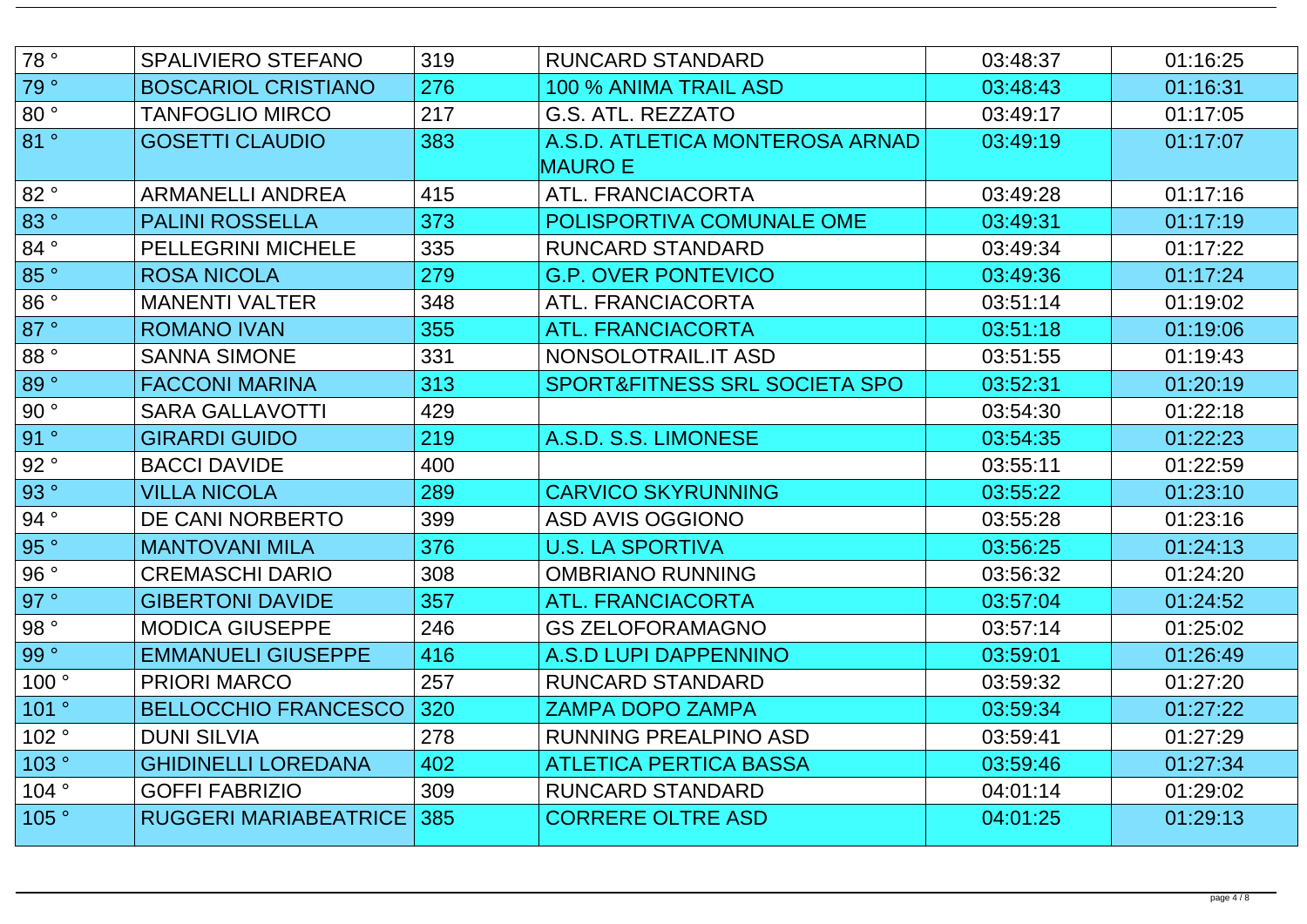| 78 ° | SPALIVIERO STEFANO | 319 | RUNCARD STANDARD | 03:48:37 | 01:16:25 |
|---|---|---|---|---|---|
| 79 ° | BOSCARIOL CRISTIANO | 276 | 100 % ANIMA TRAIL ASD | 03:48:43 | 01:16:31 |
| 80 ° | TANFOGLIO MIRCO | 217 | G.S. ATL. REZZATO | 03:49:17 | 01:17:05 |
| 81 ° | GOSETTI CLAUDIO | 383 | A.S.D. ATLETICA MONTEROSA ARNAD MAURO E | 03:49:19 | 01:17:07 |
| 82 ° | ARMANELLI ANDREA | 415 | ATL. FRANCIACORTA | 03:49:28 | 01:17:16 |
| 83 ° | PALINI ROSSELLA | 373 | POLISPORTIVA COMUNALE OME | 03:49:31 | 01:17:19 |
| 84 ° | PELLEGRINI MICHELE | 335 | RUNCARD STANDARD | 03:49:34 | 01:17:22 |
| 85 ° | ROSA NICOLA | 279 | G.P. OVER PONTEVICO | 03:49:36 | 01:17:24 |
| 86 ° | MANENTI VALTER | 348 | ATL. FRANCIACORTA | 03:51:14 | 01:19:02 |
| 87 ° | ROMANO IVAN | 355 | ATL. FRANCIACORTA | 03:51:18 | 01:19:06 |
| 88 ° | SANNA SIMONE | 331 | NONSOLOTRAIL.IT ASD | 03:51:55 | 01:19:43 |
| 89 ° | FACCONI MARINA | 313 | SPORT&FITNESS SRL SOCIETA SPO | 03:52:31 | 01:20:19 |
| 90 ° | SARA GALLAVOTTI | 429 | | 03:54:30 | 01:22:18 |
| 91 ° | GIRARDI GUIDO | 219 | A.S.D. S.S. LIMONESE | 03:54:35 | 01:22:23 |
| 92 ° | BACCI DAVIDE | 400 | | 03:55:11 | 01:22:59 |
| 93 ° | VILLA NICOLA | 289 | CARVICO SKYRUNNING | 03:55:22 | 01:23:10 |
| 94 ° | DE CANI NORBERTO | 399 | ASD AVIS OGGIONO | 03:55:28 | 01:23:16 |
| 95 ° | MANTOVANI MILA | 376 | U.S. LA SPORTIVA | 03:56:25 | 01:24:13 |
| 96 ° | CREMASCHI DARIO | 308 | OMBRIANO RUNNING | 03:56:32 | 01:24:20 |
| 97 ° | GIBERTONI DAVIDE | 357 | ATL. FRANCIACORTA | 03:57:04 | 01:24:52 |
| 98 ° | MODICA GIUSEPPE | 246 | GS ZELOFORAMAGNO | 03:57:14 | 01:25:02 |
| 99 ° | EMMANUELI GIUSEPPE | 416 | A.S.D LUPI DAPPENNINO | 03:59:01 | 01:26:49 |
| 100 ° | PRIORI MARCO | 257 | RUNCARD STANDARD | 03:59:32 | 01:27:20 |
| 101 ° | BELLOCCHIO FRANCESCO | 320 | ZAMPA DOPO ZAMPA | 03:59:34 | 01:27:22 |
| 102 ° | DUNI SILVIA | 278 | RUNNING PREALPINO ASD | 03:59:41 | 01:27:29 |
| 103 ° | GHIDINELLI LOREDANA | 402 | ATLETICA PERTICA BASSA | 03:59:46 | 01:27:34 |
| 104 ° | GOFFI FABRIZIO | 309 | RUNCARD STANDARD | 04:01:14 | 01:29:02 |
| 105 ° | RUGGERI MARIABEATRICE | 385 | CORRERE OLTRE ASD | 04:01:25 | 01:29:13 |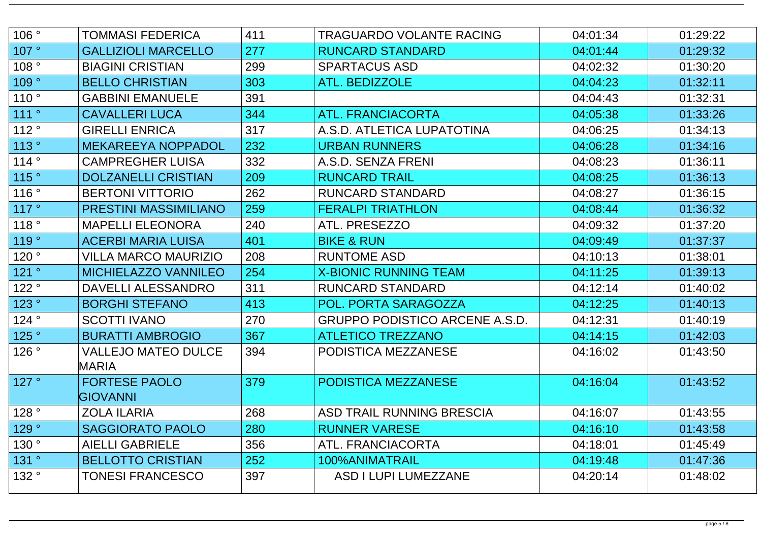| | | | | | |
|---|---|---|---|---|---|
| 106 ° | TOMMASI FEDERICA | 411 | TRAGUARDO VOLANTE RACING | 04:01:34 | 01:29:22 |
| 107 ° | GALLIZIOLI MARCELLO | 277 | RUNCARD STANDARD | 04:01:44 | 01:29:32 |
| 108 ° | BIAGINI CRISTIAN | 299 | SPARTACUS ASD | 04:02:32 | 01:30:20 |
| 109 ° | BELLO CHRISTIAN | 303 | ATL. BEDIZZOLE | 04:04:23 | 01:32:11 |
| 110 ° | GABBINI EMANUELE | 391 | | 04:04:43 | 01:32:31 |
| 111 ° | CAVALLERI LUCA | 344 | ATL. FRANCIACORTA | 04:05:38 | 01:33:26 |
| 112 ° | GIRELLI ENRICA | 317 | A.S.D. ATLETICA LUPATOTINA | 04:06:25 | 01:34:13 |
| 113 ° | MEKAREEYA NOPPADOL | 232 | URBAN RUNNERS | 04:06:28 | 01:34:16 |
| 114 ° | CAMPREGHER LUISA | 332 | A.S.D. SENZA FRENI | 04:08:23 | 01:36:11 |
| 115 ° | DOLZANELLI CRISTIAN | 209 | RUNCARD TRAIL | 04:08:25 | 01:36:13 |
| 116 ° | BERTONI VITTORIO | 262 | RUNCARD STANDARD | 04:08:27 | 01:36:15 |
| 117 ° | PRESTINI MASSIMILIANO | 259 | FERALPI TRIATHLON | 04:08:44 | 01:36:32 |
| 118 ° | MAPELLI ELEONORA | 240 | ATL. PRESEZZO | 04:09:32 | 01:37:20 |
| 119 ° | ACERBI MARIA LUISA | 401 | BIKE & RUN | 04:09:49 | 01:37:37 |
| 120 ° | VILLA MARCO MAURIZIO | 208 | RUNTOME ASD | 04:10:13 | 01:38:01 |
| 121 ° | MICHIELAZZO VANNILEO | 254 | X-BIONIC RUNNING TEAM | 04:11:25 | 01:39:13 |
| 122 ° | DAVELLI ALESSANDRO | 311 | RUNCARD STANDARD | 04:12:14 | 01:40:02 |
| 123 ° | BORGHI STEFANO | 413 | POL. PORTA SARAGOZZA | 04:12:25 | 01:40:13 |
| 124 ° | SCOTTI IVANO | 270 | GRUPPO PODISTICO ARCENE A.S.D. | 04:12:31 | 01:40:19 |
| 125 ° | BURATTI AMBROGIO | 367 | ATLETICO TREZZANO | 04:14:15 | 01:42:03 |
| 126 ° | VALLEJO MATEO DULCE MARIA | 394 | PODISTICA MEZZANESE | 04:16:02 | 01:43:50 |
| 127 ° | FORTESE PAOLO GIOVANNI | 379 | PODISTICA MEZZANESE | 04:16:04 | 01:43:52 |
| 128 ° | ZOLA ILARIA | 268 | ASD TRAIL RUNNING BRESCIA | 04:16:07 | 01:43:55 |
| 129 ° | SAGGIORATO PAOLO | 280 | RUNNER VARESE | 04:16:10 | 01:43:58 |
| 130 ° | AIELLI GABRIELE | 356 | ATL. FRANCIACORTA | 04:18:01 | 01:45:49 |
| 131 ° | BELLOTTO CRISTIAN | 252 | 100%ANIMATRAIL | 04:19:48 | 01:47:36 |
| 132 ° | TONESI FRANCESCO | 397 | ASD I LUPI LUMEZZANE | 04:20:14 | 01:48:02 |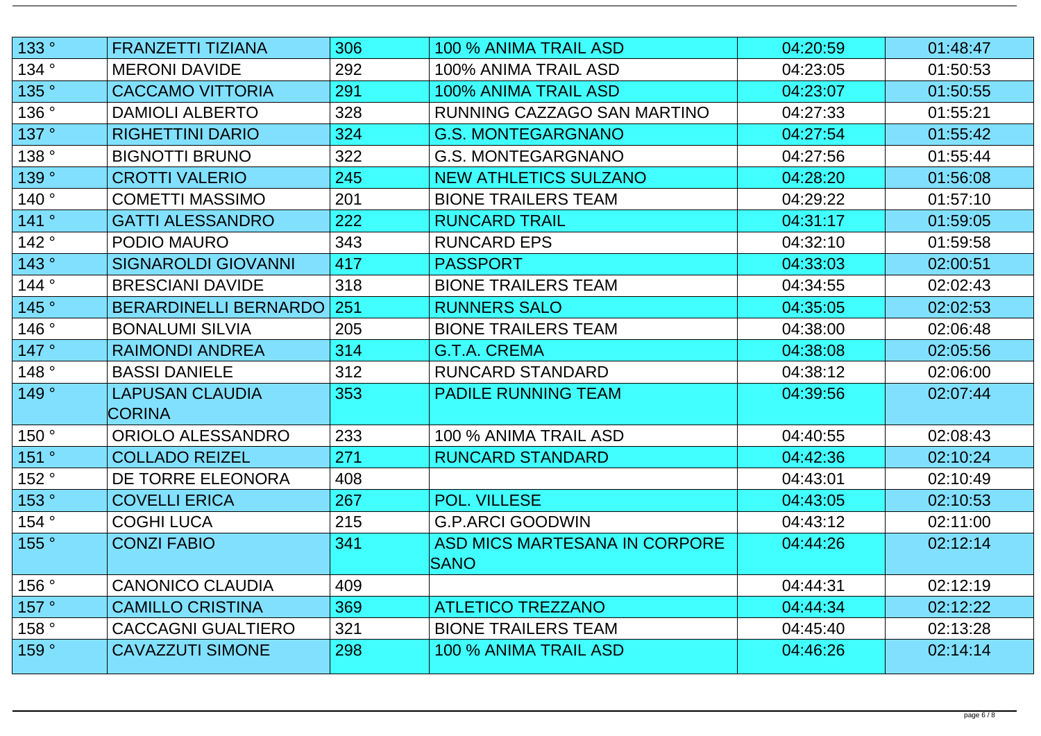| | | | | | |
|---|---|---|---|---|---|
| 133 ° | FRANZETTI TIZIANA | 306 | 100 % ANIMA TRAIL ASD | 04:20:59 | 01:48:47 |
| 134 ° | MERONI DAVIDE | 292 | 100% ANIMA TRAIL ASD | 04:23:05 | 01:50:53 |
| 135 ° | CACCAMO VITTORIA | 291 | 100% ANIMA TRAIL ASD | 04:23:07 | 01:50:55 |
| 136 ° | DAMIOLI ALBERTO | 328 | RUNNING CAZZAGO SAN MARTINO | 04:27:33 | 01:55:21 |
| 137 ° | RIGHETTINI DARIO | 324 | G.S. MONTEGARGNANO | 04:27:54 | 01:55:42 |
| 138 ° | BIGNOTTI BRUNO | 322 | G.S. MONTEGARGNANO | 04:27:56 | 01:55:44 |
| 139 ° | CROTTI VALERIO | 245 | NEW ATHLETICS SULZANO | 04:28:20 | 01:56:08 |
| 140 ° | COMETTI MASSIMO | 201 | BIONE TRAILERS TEAM | 04:29:22 | 01:57:10 |
| 141 ° | GATTI ALESSANDRO | 222 | RUNCARD TRAIL | 04:31:17 | 01:59:05 |
| 142 ° | PODIO MAURO | 343 | RUNCARD EPS | 04:32:10 | 01:59:58 |
| 143 ° | SIGNAROLDI GIOVANNI | 417 | PASSPORT | 04:33:03 | 02:00:51 |
| 144 ° | BRESCIANI DAVIDE | 318 | BIONE TRAILERS TEAM | 04:34:55 | 02:02:43 |
| 145 ° | BERARDINELLI BERNARDO | 251 | RUNNERS SALO | 04:35:05 | 02:02:53 |
| 146 ° | BONALUMI SILVIA | 205 | BIONE TRAILERS TEAM | 04:38:00 | 02:06:48 |
| 147 ° | RAIMONDI ANDREA | 314 | G.T.A. CREMA | 04:38:08 | 02:05:56 |
| 148 ° | BASSI DANIELE | 312 | RUNCARD STANDARD | 04:38:12 | 02:06:00 |
| 149 ° | LAPUSAN CLAUDIA CORINA | 353 | PADILE RUNNING TEAM | 04:39:56 | 02:07:44 |
| 150 ° | ORIOLO ALESSANDRO | 233 | 100 % ANIMA TRAIL ASD | 04:40:55 | 02:08:43 |
| 151 ° | COLLADO REIZEL | 271 | RUNCARD STANDARD | 04:42:36 | 02:10:24 |
| 152 ° | DE TORRE ELEONORA | 408 | | 04:43:01 | 02:10:49 |
| 153 ° | COVELLI ERICA | 267 | POL. VILLESE | 04:43:05 | 02:10:53 |
| 154 ° | COGHI LUCA | 215 | G.P.ARCI GOODWIN | 04:43:12 | 02:11:00 |
| 155 ° | CONZI FABIO | 341 | ASD MICS MARTESANA IN CORPORE SANO | 04:44:26 | 02:12:14 |
| 156 ° | CANONICO CLAUDIA | 409 | | 04:44:31 | 02:12:19 |
| 157 ° | CAMILLO CRISTINA | 369 | ATLETICO TREZZANO | 04:44:34 | 02:12:22 |
| 158 ° | CACCAGNI GUALTIERO | 321 | BIONE TRAILERS TEAM | 04:45:40 | 02:13:28 |
| 159 ° | CAVAZZUTI SIMONE | 298 | 100 % ANIMA TRAIL ASD | 04:46:26 | 02:14:14 |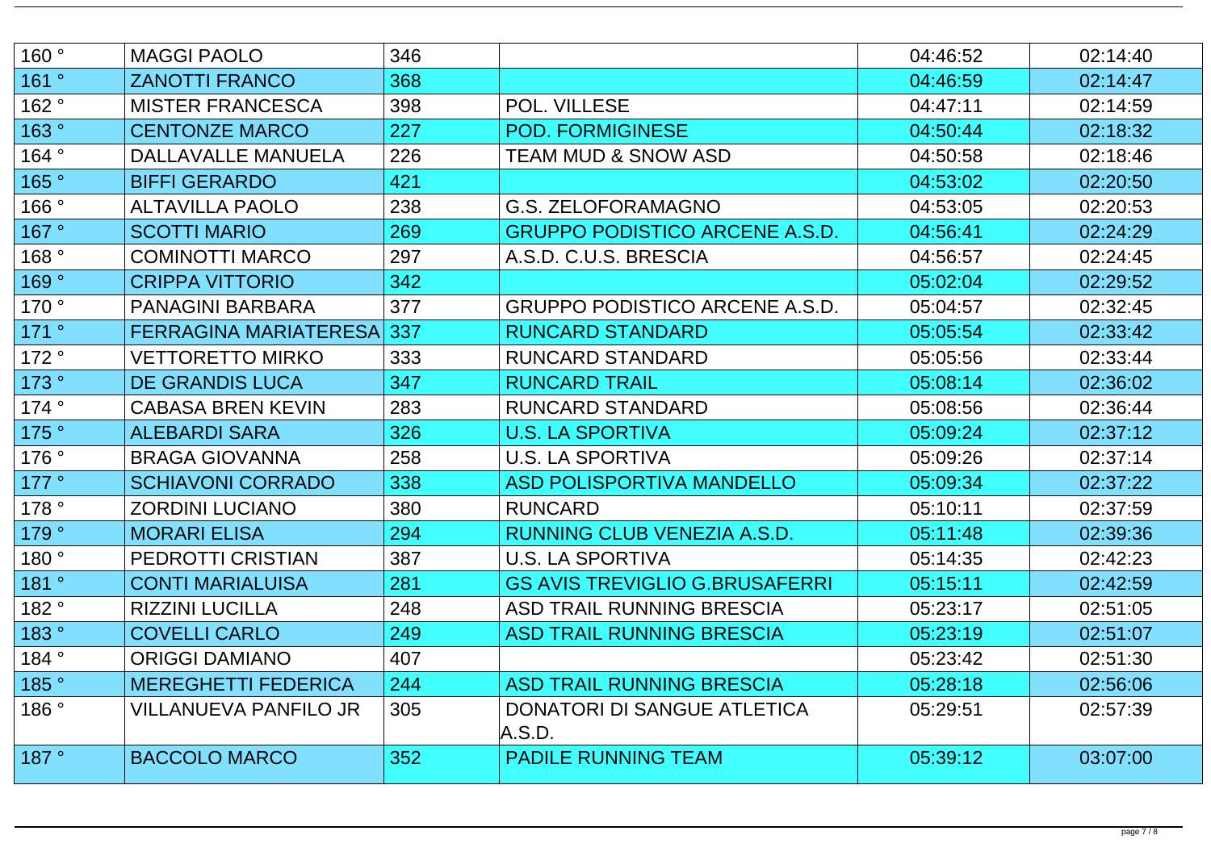| | | | | | |
|---|---|---|---|---|---|
| 160 ° | MAGGI PAOLO | 346 | | 04:46:52 | 02:14:40 |
| 161 ° | ZANOTTI FRANCO | 368 | | 04:46:59 | 02:14:47 |
| 162 ° | MISTER FRANCESCA | 398 | POL. VILLESE | 04:47:11 | 02:14:59 |
| 163 ° | CENTONZE MARCO | 227 | POD. FORMIGINESE | 04:50:44 | 02:18:32 |
| 164 ° | DALLAVALLE MANUELA | 226 | TEAM MUD & SNOW ASD | 04:50:58 | 02:18:46 |
| 165 ° | BIFFI GERARDO | 421 | | 04:53:02 | 02:20:50 |
| 166 ° | ALTAVILLA PAOLO | 238 | G.S. ZELOFORAMAGNO | 04:53:05 | 02:20:53 |
| 167 ° | SCOTTI MARIO | 269 | GRUPPO PODISTICO ARCENE A.S.D. | 04:56:41 | 02:24:29 |
| 168 ° | COMINOTTI MARCO | 297 | A.S.D. C.U.S. BRESCIA | 04:56:57 | 02:24:45 |
| 169 ° | CRIPPA VITTORIO | 342 | | 05:02:04 | 02:29:52 |
| 170 ° | PANAGINI BARBARA | 377 | GRUPPO PODISTICO ARCENE A.S.D. | 05:04:57 | 02:32:45 |
| 171 ° | FERRAGINA MARIATERESA | 337 | RUNCARD STANDARD | 05:05:54 | 02:33:42 |
| 172 ° | VETTORETTO MIRKO | 333 | RUNCARD STANDARD | 05:05:56 | 02:33:44 |
| 173 ° | DE GRANDIS LUCA | 347 | RUNCARD TRAIL | 05:08:14 | 02:36:02 |
| 174 ° | CABASA BREN KEVIN | 283 | RUNCARD STANDARD | 05:08:56 | 02:36:44 |
| 175 ° | ALEBARDI SARA | 326 | U.S. LA SPORTIVA | 05:09:24 | 02:37:12 |
| 176 ° | BRAGA GIOVANNA | 258 | U.S. LA SPORTIVA | 05:09:26 | 02:37:14 |
| 177 ° | SCHIAVONI CORRADO | 338 | ASD POLISPORTIVA MANDELLO | 05:09:34 | 02:37:22 |
| 178 ° | ZORDINI LUCIANO | 380 | RUNCARD | 05:10:11 | 02:37:59 |
| 179 ° | MORARI ELISA | 294 | RUNNING CLUB VENEZIA A.S.D. | 05:11:48 | 02:39:36 |
| 180 ° | PEDROTTI CRISTIAN | 387 | U.S. LA SPORTIVA | 05:14:35 | 02:42:23 |
| 181 ° | CONTI MARIALUISA | 281 | GS AVIS TREVIGLIO G.BRUSAFERRI | 05:15:11 | 02:42:59 |
| 182 ° | RIZZINI LUCILLA | 248 | ASD TRAIL RUNNING BRESCIA | 05:23:17 | 02:51:05 |
| 183 ° | COVELLI CARLO | 249 | ASD TRAIL RUNNING BRESCIA | 05:23:19 | 02:51:07 |
| 184 ° | ORIGGI DAMIANO | 407 | | 05:23:42 | 02:51:30 |
| 185 ° | MEREGHETTI FEDERICA | 244 | ASD TRAIL RUNNING BRESCIA | 05:28:18 | 02:56:06 |
| 186 ° | VILLANUEVA PANFILO JR | 305 | DONATORI DI SANGUE ATLETICA A.S.D. | 05:29:51 | 02:57:39 |
| 187 ° | BACCOLO MARCO | 352 | PADILE RUNNING TEAM | 05:39:12 | 03:07:00 |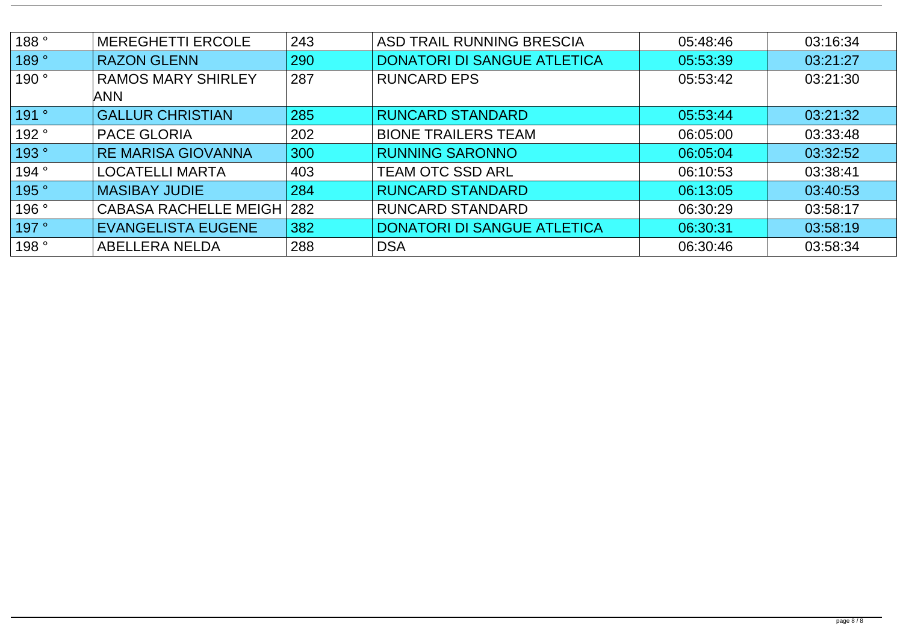| 188 ° | MEREGHETTI ERCOLE | 243 | ASD TRAIL RUNNING BRESCIA | 05:48:46 | 03:16:34 |
|---|---|---|---|---|---|
| 189 ° | RAZON GLENN | 290 | DONATORI DI SANGUE ATLETICA | 05:53:39 | 03:21:27 |
| 190 ° | RAMOS MARY SHIRLEY ANN | 287 | RUNCARD EPS | 05:53:42 | 03:21:30 |
| 191 ° | GALLUR CHRISTIAN | 285 | RUNCARD STANDARD | 05:53:44 | 03:21:32 |
| 192 ° | PACE GLORIA | 202 | BIONE TRAILERS TEAM | 06:05:00 | 03:33:48 |
| 193 ° | RE MARISA GIOVANNA | 300 | RUNNING SARONNO | 06:05:04 | 03:32:52 |
| 194 ° | LOCATELLI MARTA | 403 | TEAM OTC SSD ARL | 06:10:53 | 03:38:41 |
| 195 ° | MASIBAY JUDIE | 284 | RUNCARD STANDARD | 06:13:05 | 03:40:53 |
| 196 ° | CABASA RACHELLE MEIGH | 282 | RUNCARD STANDARD | 06:30:29 | 03:58:17 |
| 197 ° | EVANGELISTA EUGENE | 382 | DONATORI DI SANGUE ATLETICA | 06:30:31 | 03:58:19 |
| 198 ° | ABELLERA NELDA | 288 | DSA | 06:30:46 | 03:58:34 |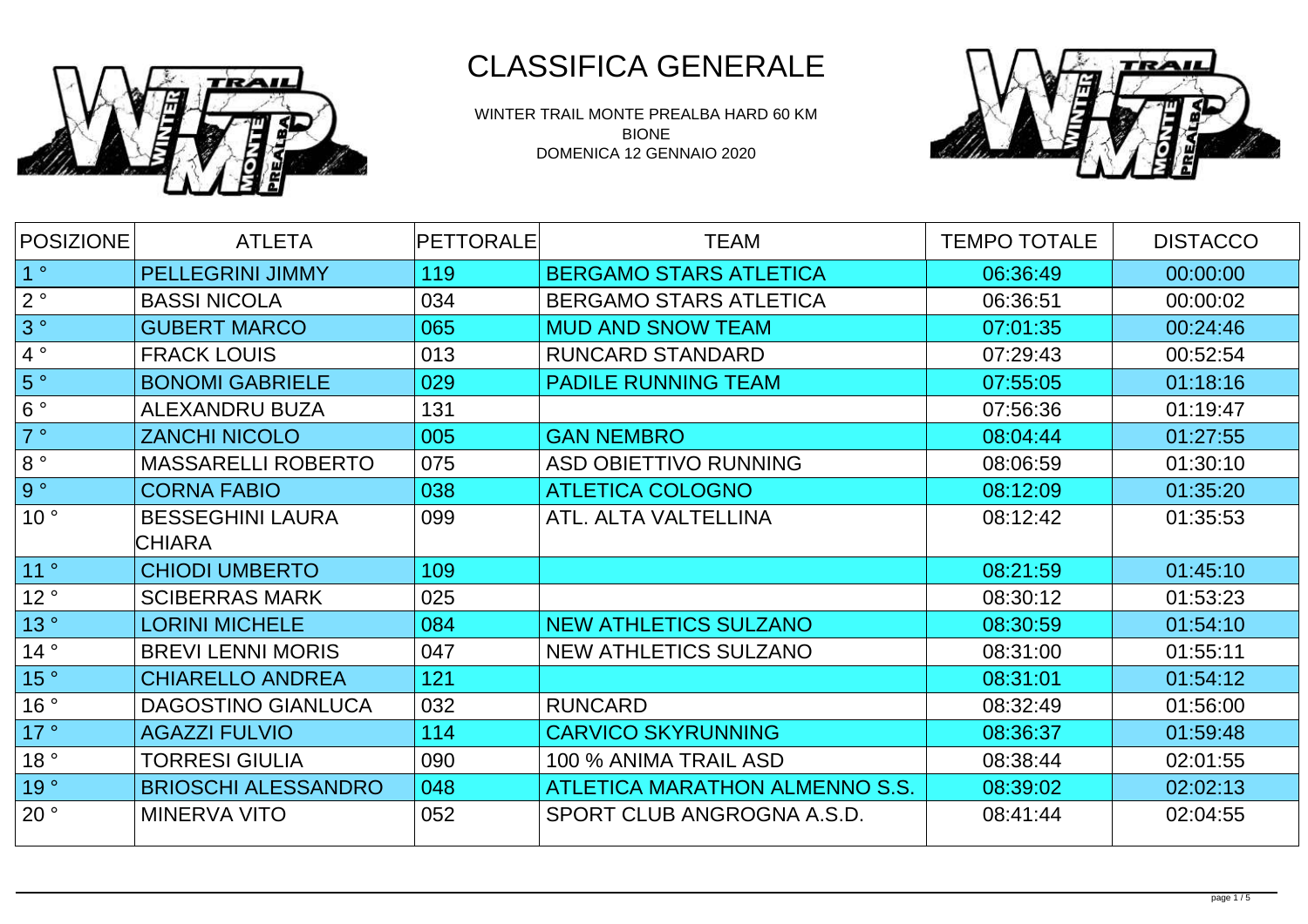# CLASSIFICA GENERALE

WINTER TRAIL MONTE PREALBA HARD 60 KM
BIONE
DOMENICA 12 GENNAIO 2020

| POSIZIONE | ATLETA | PETTORALE | TEAM | TEMPO TOTALE | DISTACCO |
|---|---|---|---|---|---|
| 1 ° | PELLEGRINI JIMMY | 119 | BERGAMO STARS ATLETICA | 06:36:49 | 00:00:00 |
| 2 ° | BASSI NICOLA | 034 | BERGAMO STARS ATLETICA | 06:36:51 | 00:00:02 |
| 3 ° | GUBERT MARCO | 065 | MUD AND SNOW TEAM | 07:01:35 | 00:24:46 |
| 4 ° | FRACK LOUIS | 013 | RUNCARD STANDARD | 07:29:43 | 00:52:54 |
| 5 ° | BONOMI GABRIELE | 029 | PADILE RUNNING TEAM | 07:55:05 | 01:18:16 |
| 6 ° | ALEXANDRU BUZA | 131 | | 07:56:36 | 01:19:47 |
| 7 ° | ZANCHI NICOLO | 005 | GAN NEMBRO | 08:04:44 | 01:27:55 |
| 8 ° | MASSARELLI ROBERTO | 075 | ASD OBIETTIVO RUNNING | 08:06:59 | 01:30:10 |
| 9 ° | CORNA FABIO | 038 | ATLETICA COLOGNO | 08:12:09 | 01:35:20 |
| 10 ° | BESSEGHINI LAURA CHIARA | 099 | ATL. ALTA VALTELLINA | 08:12:42 | 01:35:53 |
| 11 ° | CHIODI UMBERTO | 109 | | 08:21:59 | 01:45:10 |
| 12 ° | SCIBERRAS MARK | 025 | | 08:30:12 | 01:53:23 |
| 13 ° | LORINI MICHELE | 084 | NEW ATHLETICS SULZANO | 08:30:59 | 01:54:10 |
| 14 ° | BREVI LENNI MORIS | 047 | NEW ATHLETICS SULZANO | 08:31:00 | 01:55:11 |
| 15 ° | CHIARELLO ANDREA | 121 | | 08:31:01 | 01:54:12 |
| 16 ° | DAGOSTINO GIANLUCA | 032 | RUNCARD | 08:32:49 | 01:56:00 |
| 17 ° | AGAZZI FULVIO | 114 | CARVICO SKYRUNNING | 08:36:37 | 01:59:48 |
| 18 ° | TORRESI GIULIA | 090 | 100 % ANIMA TRAIL ASD | 08:38:44 | 02:01:55 |
| 19 ° | BRIOSCHI ALESSANDRO | 048 | ATLETICA MARATHON ALMENNO S.S. | 08:39:02 | 02:02:13 |
| 20 ° | MINERVA VITO | 052 | SPORT CLUB ANGROGNA A.S.D. | 08:41:44 | 02:04:55 |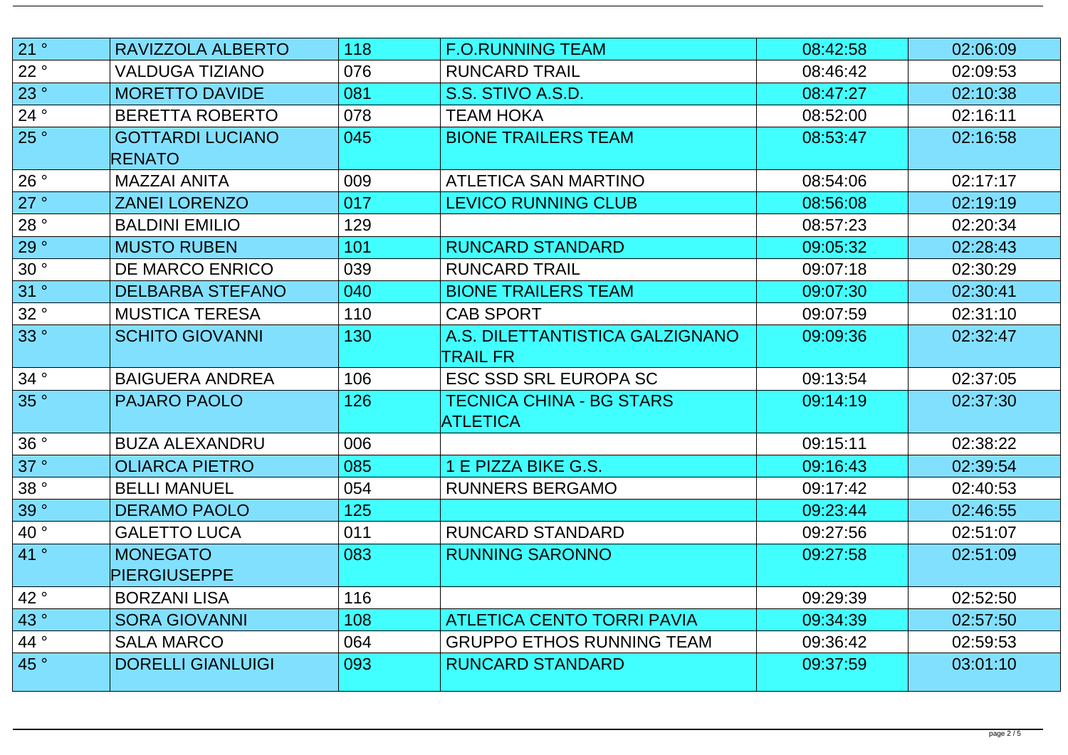| | | | | | |
|---|---|---|---|---|---|
| 21 ° | RAVIZZOLA ALBERTO | 118 | F.O.RUNNING TEAM | 08:42:58 | 02:06:09 |
| 22 ° | VALDUGA TIZIANO | 076 | RUNCARD TRAIL | 08:46:42 | 02:09:53 |
| 23 ° | MORETTO DAVIDE | 081 | S.S. STIVO A.S.D. | 08:47:27 | 02:10:38 |
| 24 ° | BERETTA ROBERTO | 078 | TEAM HOKA | 08:52:00 | 02:16:11 |
| 25 ° | GOTTARDI LUCIANO RENATO | 045 | BIONE TRAILERS TEAM | 08:53:47 | 02:16:58 |
| 26 ° | MAZZAI ANITA | 009 | ATLETICA SAN MARTINO | 08:54:06 | 02:17:17 |
| 27 ° | ZANEI LORENZO | 017 | LEVICO RUNNING CLUB | 08:56:08 | 02:19:19 |
| 28 ° | BALDINI EMILIO | 129 | | 08:57:23 | 02:20:34 |
| 29 ° | MUSTO RUBEN | 101 | RUNCARD STANDARD | 09:05:32 | 02:28:43 |
| 30 ° | DE MARCO ENRICO | 039 | RUNCARD TRAIL | 09:07:18 | 02:30:29 |
| 31 ° | DELBARBA STEFANO | 040 | BIONE TRAILERS TEAM | 09:07:30 | 02:30:41 |
| 32 ° | MUSTICA TERESA | 110 | CAB SPORT | 09:07:59 | 02:31:10 |
| 33 ° | SCHITO GIOVANNI | 130 | A.S. DILETTANTISTICA GALZIGNANO TRAIL FR | 09:09:36 | 02:32:47 |
| 34 ° | BAIGUERA ANDREA | 106 | ESC SSD SRL EUROPA SC | 09:13:54 | 02:37:05 |
| 35 ° | PAJARO PAOLO | 126 | TECNICA CHINA - BG STARS ATLETICA | 09:14:19 | 02:37:30 |
| 36 ° | BUZA ALEXANDRU | 006 | | 09:15:11 | 02:38:22 |
| 37 ° | OLIARCA PIETRO | 085 | 1 E PIZZA BIKE G.S. | 09:16:43 | 02:39:54 |
| 38 ° | BELLI MANUEL | 054 | RUNNERS BERGAMO | 09:17:42 | 02:40:53 |
| 39 ° | DERAMO PAOLO | 125 | | 09:23:44 | 02:46:55 |
| 40 ° | GALETTO LUCA | 011 | RUNCARD STANDARD | 09:27:56 | 02:51:07 |
| 41 ° | MONEGATO PIERGIUSEPPE | 083 | RUNNING SARONNO | 09:27:58 | 02:51:09 |
| 42 ° | BORZANI LISA | 116 | | 09:29:39 | 02:52:50 |
| 43 ° | SORA GIOVANNI | 108 | ATLETICA CENTO TORRI PAVIA | 09:34:39 | 02:57:50 |
| 44 ° | SALA MARCO | 064 | GRUPPO ETHOS RUNNING TEAM | 09:36:42 | 02:59:53 |
| 45 ° | DORELLI GIANLUIGI | 093 | RUNCARD STANDARD | 09:37:59 | 03:01:10 |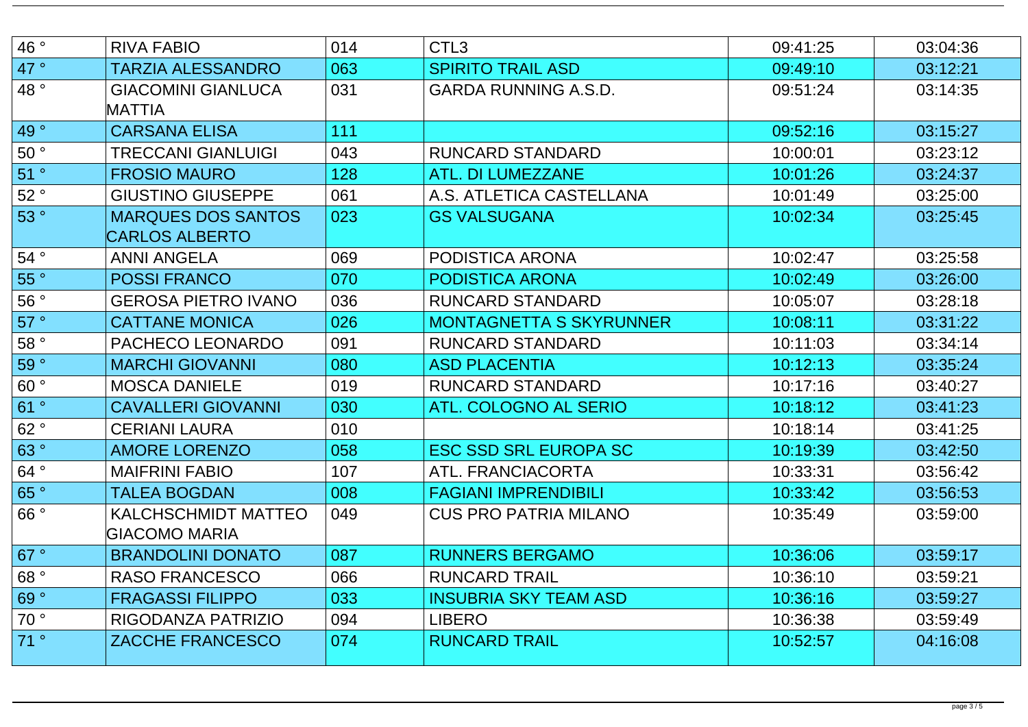| | | | | | |
|---|---|---|---|---|---|
| 46 ° | RIVA FABIO | 014 | CTL3 | 09:41:25 | 03:04:36 |
| 47 ° | TARZIA ALESSANDRO | 063 | SPIRITO TRAIL ASD | 09:49:10 | 03:12:21 |
| 48 ° | GIACOMINI GIANLUCA MATTIA | 031 | GARDA RUNNING A.S.D. | 09:51:24 | 03:14:35 |
| 49 ° | CARSANA ELISA | 111 | | 09:52:16 | 03:15:27 |
| 50 ° | TRECCANI GIANLUIGI | 043 | RUNCARD STANDARD | 10:00:01 | 03:23:12 |
| 51 ° | FROSIO MAURO | 128 | ATL. DI LUMEZZANE | 10:01:26 | 03:24:37 |
| 52 ° | GIUSTINO GIUSEPPE | 061 | A.S. ATLETICA CASTELLANA | 10:01:49 | 03:25:00 |
| 53 ° | MARQUES DOS SANTOS CARLOS ALBERTO | 023 | GS VALSUGANA | 10:02:34 | 03:25:45 |
| 54 ° | ANNI ANGELA | 069 | PODISTICA ARONA | 10:02:47 | 03:25:58 |
| 55 ° | POSSI FRANCO | 070 | PODISTICA ARONA | 10:02:49 | 03:26:00 |
| 56 ° | GEROSA PIETRO IVANO | 036 | RUNCARD STANDARD | 10:05:07 | 03:28:18 |
| 57 ° | CATTANE MONICA | 026 | MONTAGNETTA S SKYRUNNER | 10:08:11 | 03:31:22 |
| 58 ° | PACHECO LEONARDO | 091 | RUNCARD STANDARD | 10:11:03 | 03:34:14 |
| 59 ° | MARCHI GIOVANNI | 080 | ASD PLACENTIA | 10:12:13 | 03:35:24 |
| 60 ° | MOSCA DANIELE | 019 | RUNCARD STANDARD | 10:17:16 | 03:40:27 |
| 61 ° | CAVALLERI GIOVANNI | 030 | ATL. COLOGNO AL SERIO | 10:18:12 | 03:41:23 |
| 62 ° | CERIANI LAURA | 010 | | 10:18:14 | 03:41:25 |
| 63 ° | AMORE LORENZO | 058 | ESC SSD SRL EUROPA SC | 10:19:39 | 03:42:50 |
| 64 ° | MAIFRINI FABIO | 107 | ATL. FRANCIACORTA | 10:33:31 | 03:56:42 |
| 65 ° | TALEA BOGDAN | 008 | FAGIANI IMPRENDIBILI | 10:33:42 | 03:56:53 |
| 66 ° | KALCHSCHMIDT MATTEO GIACOMO MARIA | 049 | CUS PRO PATRIA MILANO | 10:35:49 | 03:59:00 |
| 67 ° | BRANDOLINI DONATO | 087 | RUNNERS BERGAMO | 10:36:06 | 03:59:17 |
| 68 ° | RASO FRANCESCO | 066 | RUNCARD TRAIL | 10:36:10 | 03:59:21 |
| 69 ° | FRAGASSI FILIPPO | 033 | INSUBRIA SKY TEAM ASD | 10:36:16 | 03:59:27 |
| 70 ° | RIGODANZA PATRIZIO | 094 | LIBERO | 10:36:38 | 03:59:49 |
| 71 ° | ZACCHE FRANCESCO | 074 | RUNCARD TRAIL | 10:52:57 | 04:16:08 |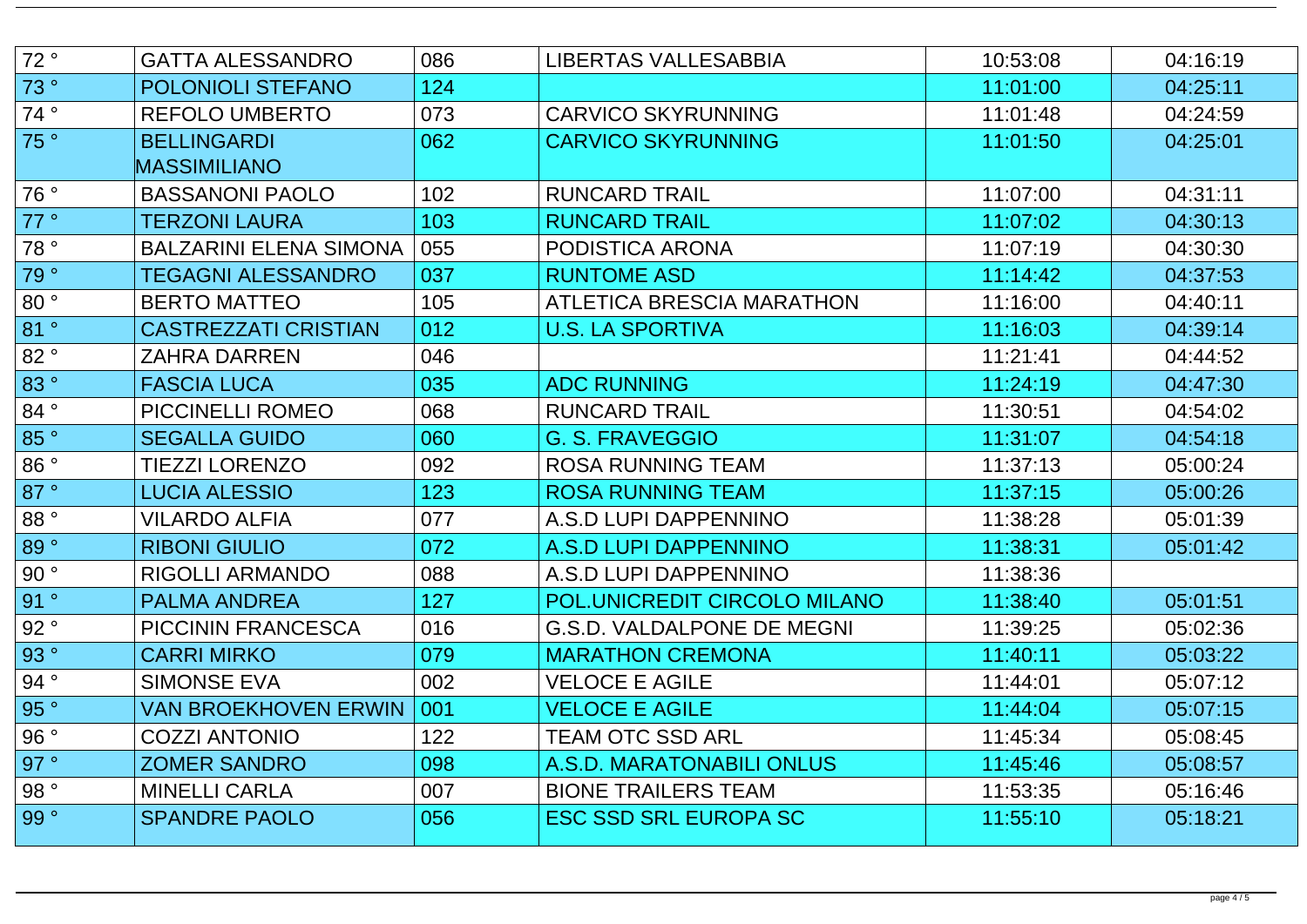| | | | | | |
|---|---|---|---|---|---|
| 72 ° | GATTA ALESSANDRO | 086 | LIBERTAS VALLESABBIA | 10:53:08 | 04:16:19 |
| 73 ° | POLONIOLI STEFANO | 124 | | 11:01:00 | 04:25:11 |
| 74 ° | REFOLO UMBERTO | 073 | CARVICO SKYRUNNING | 11:01:48 | 04:24:59 |
| 75 ° | BELLINGARDI MASSIMILIANO | 062 | CARVICO SKYRUNNING | 11:01:50 | 04:25:01 |
| 76 ° | BASSANONI PAOLO | 102 | RUNCARD TRAIL | 11:07:00 | 04:31:11 |
| 77 ° | TERZONI LAURA | 103 | RUNCARD TRAIL | 11:07:02 | 04:30:13 |
| 78 ° | BALZARINI ELENA SIMONA | 055 | PODISTICA ARONA | 11:07:19 | 04:30:30 |
| 79 ° | TEGAGNI ALESSANDRO | 037 | RUNTOME ASD | 11:14:42 | 04:37:53 |
| 80 ° | BERTO MATTEO | 105 | ATLETICA BRESCIA MARATHON | 11:16:00 | 04:40:11 |
| 81 ° | CASTREZZATI CRISTIAN | 012 | U.S. LA SPORTIVA | 11:16:03 | 04:39:14 |
| 82 ° | ZAHRA DARREN | 046 | | 11:21:41 | 04:44:52 |
| 83 ° | FASCIA LUCA | 035 | ADC RUNNING | 11:24:19 | 04:47:30 |
| 84 ° | PICCINELLI ROMEO | 068 | RUNCARD TRAIL | 11:30:51 | 04:54:02 |
| 85 ° | SEGALLA GUIDO | 060 | G. S. FRAVEGGIO | 11:31:07 | 04:54:18 |
| 86 ° | TIEZZI LORENZO | 092 | ROSA RUNNING TEAM | 11:37:13 | 05:00:24 |
| 87 ° | LUCIA ALESSIO | 123 | ROSA RUNNING TEAM | 11:37:15 | 05:00:26 |
| 88 ° | VILARDO ALFIA | 077 | A.S.D LUPI DAPPENNINO | 11:38:28 | 05:01:39 |
| 89 ° | RIBONI GIULIO | 072 | A.S.D LUPI DAPPENNINO | 11:38:31 | 05:01:42 |
| 90 ° | RIGOLLI ARMANDO | 088 | A.S.D LUPI DAPPENNINO | 11:38:36 | |
| 91 ° | PALMA ANDREA | 127 | POL.UNICREDIT CIRCOLO MILANO | 11:38:40 | 05:01:51 |
| 92 ° | PICCININ FRANCESCA | 016 | G.S.D. VALDALPONE DE MEGNI | 11:39:25 | 05:02:36 |
| 93 ° | CARRI MIRKO | 079 | MARATHON CREMONA | 11:40:11 | 05:03:22 |
| 94 ° | SIMONSE EVA | 002 | VELOCE E AGILE | 11:44:01 | 05:07:12 |
| 95 ° | VAN BROEKHOVEN ERWIN | 001 | VELOCE E AGILE | 11:44:04 | 05:07:15 |
| 96 ° | COZZI ANTONIO | 122 | TEAM OTC SSD ARL | 11:45:34 | 05:08:45 |
| 97 ° | ZOMER SANDRO | 098 | A.S.D. MARATONABILI ONLUS | 11:45:46 | 05:08:57 |
| 98 ° | MINELLI CARLA | 007 | BIONE TRAILERS TEAM | 11:53:35 | 05:16:46 |
| 99 ° | SPANDRE PAOLO | 056 | ESC SSD SRL EUROPA SC | 11:55:10 | 05:18:21 |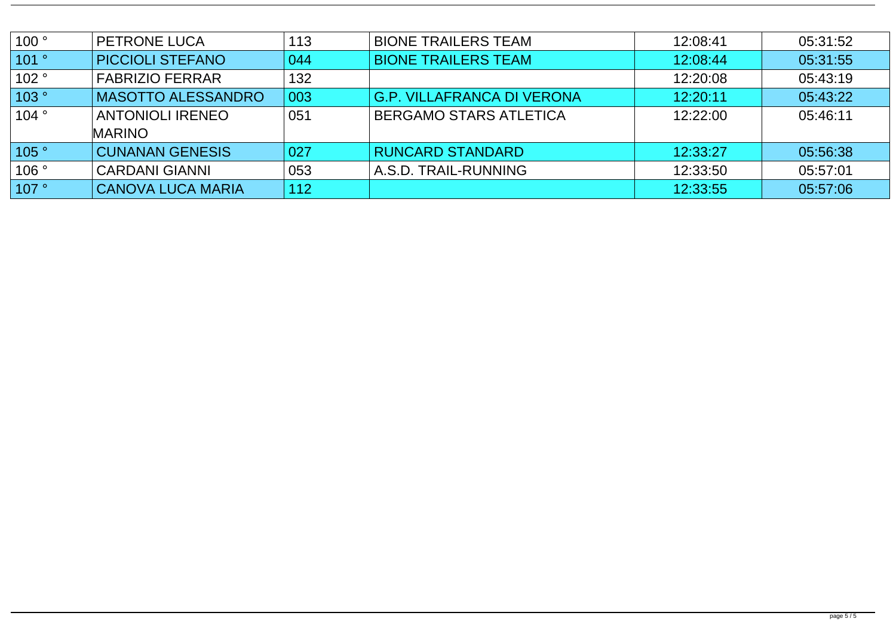| | | | | | |
|---|---|---|---|---|---|
| 100 ° | PETRONE LUCA | 113 | BIONE TRAILERS TEAM | 12:08:41 | 05:31:52 |
| 101 ° | PICCIOLI STEFANO | 044 | BIONE TRAILERS TEAM | 12:08:44 | 05:31:55 |
| 102 ° | FABRIZIO FERRAR | 132 | | 12:20:08 | 05:43:19 |
| 103 ° | MASOTTO ALESSANDRO | 003 | G.P. VILLAFRANCA DI VERONA | 12:20:11 | 05:43:22 |
| 104 ° | ANTONIOLI IRENEO MARINO | 051 | BERGAMO STARS ATLETICA | 12:22:00 | 05:46:11 |
| 105 ° | CUNANAN GENESIS | 027 | RUNCARD STANDARD | 12:33:27 | 05:56:38 |
| 106 ° | CARDANI GIANNI | 053 | A.S.D. TRAIL-RUNNING | 12:33:50 | 05:57:01 |
| 107 ° | CANOVA LUCA MARIA | 112 | | 12:33:55 | 05:57:06 |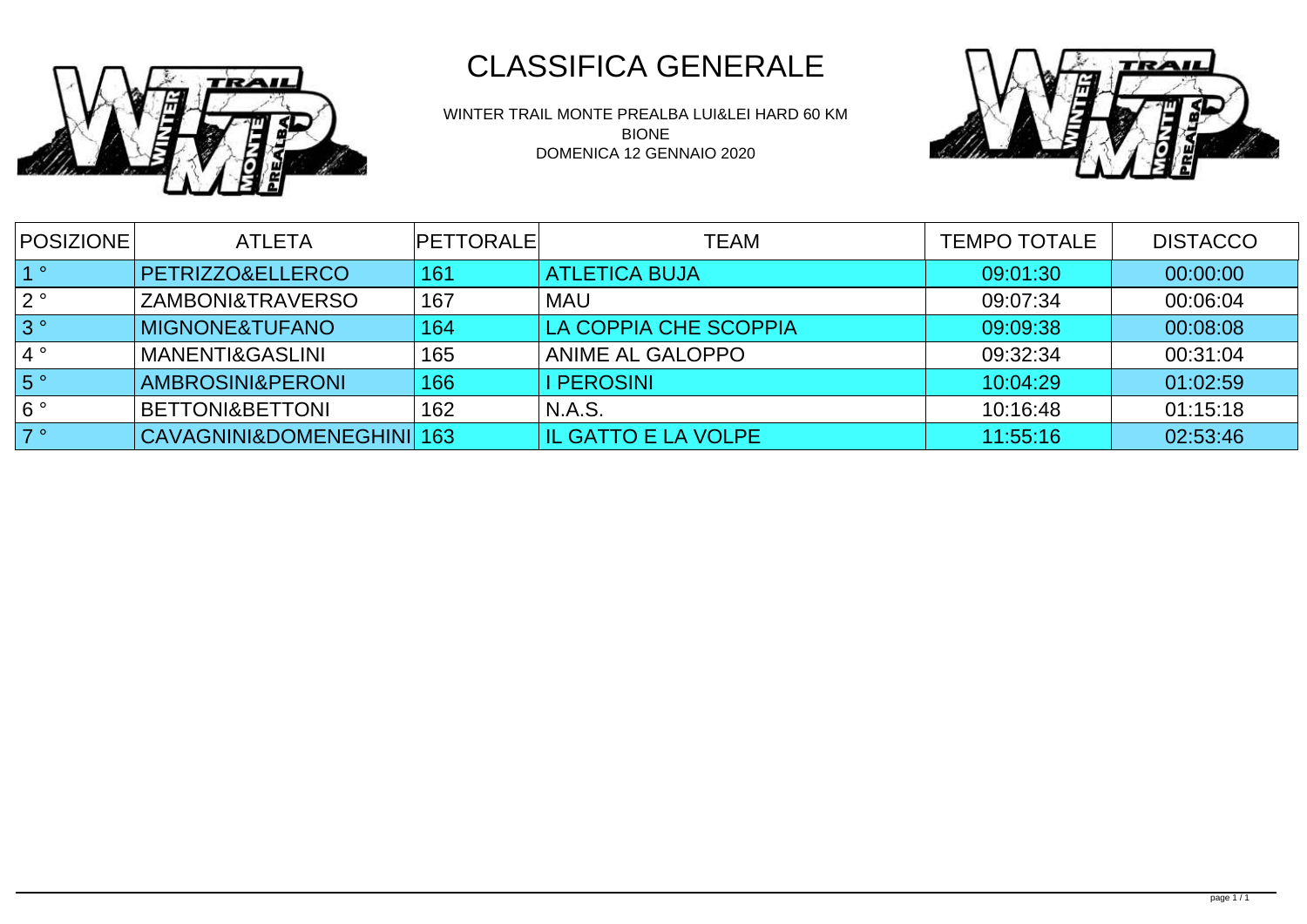# CLASSIFICA GENERALE

WINTER TRAIL MONTE PREALBA LUI&LEI HARD 60 KM
BIONE
DOMENICA 12 GENNAIO 2020

| POSIZIONE | ATLETA | PETTORALE | TEAM | TEMPO TOTALE | DISTACCO |
|---|---|---|---|---|---|
| 1 ° | PETRIZZO&ELLERCO | 161 | ATLETICA BUJA | 09:01:30 | 00:00:00 |
| 2 ° | ZAMBONI&TRAVERSO | 167 | MAU | 09:07:34 | 00:06:04 |
| 3 ° | MIGNONE&TUFANO | 164 | LA COPPIA CHE SCOPPIA | 09:09:38 | 00:08:08 |
| 4 ° | MANENTI&GASLINI | 165 | ANIME AL GALOPPO | 09:32:34 | 00:31:04 |
| 5 ° | AMBROSINI&PERONI | 166 | I PEROSINI | 10:04:29 | 01:02:59 |
| 6 ° | BETTONI&BETTONI | 162 | N.A.S. | 10:16:48 | 01:15:18 |
| 7 ° | CAVAGNINI&DOMENEGHINI | 163 | IL GATTO E LA VOLPE | 11:55:16 | 02:53:46 |